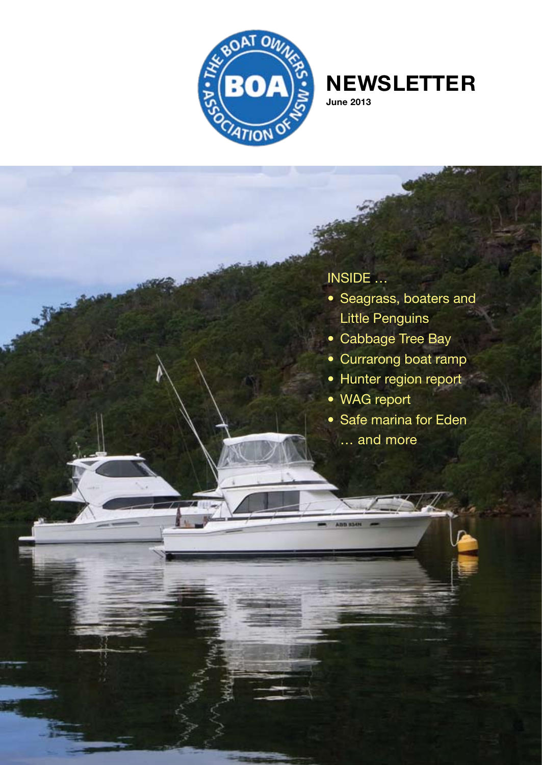THE BOAT OWNERS ASSOCIATION OF NSW

BOA

# NEWSLETTER

**June 2013**

INSIDE …

- Seagrass, boaters and Little Penguins
- Cabbage Tree Bay
- Currarong boat ramp
- Hunter region report
- WAG report
- Safe marina for Eden

… and more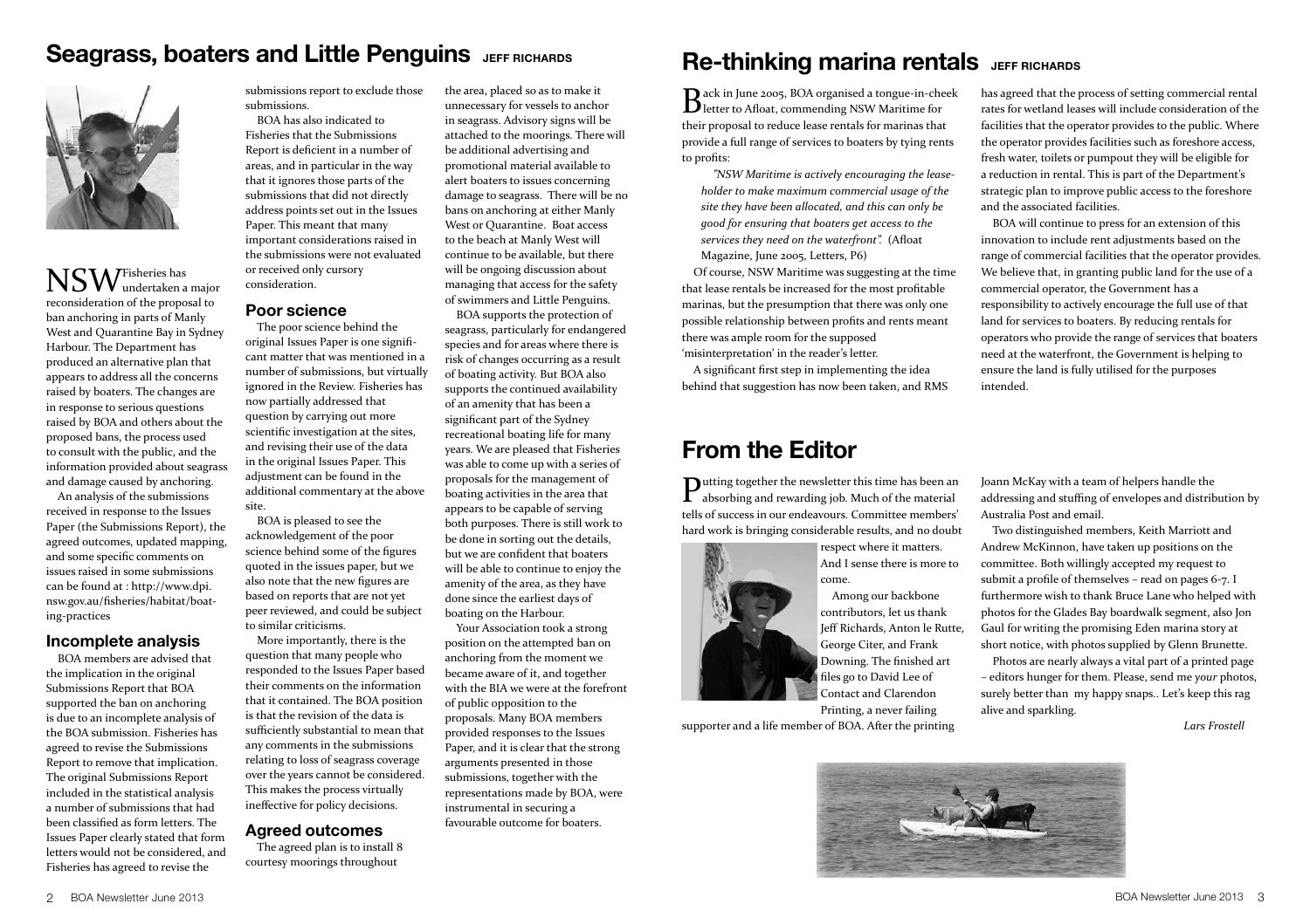## Seagrass, boaters and Little Penguins

**JEFF RICHARDS**

NSW Fisheries has undertaken a major reconsideration of the proposal to ban anchoring in parts of Manly West and Quarantine Bay in Sydney Harbour. The Department has produced an alternative plan that appears to address all the concerns raised by boaters. The changes are in response to serious questions raised by BOA and others about the proposed bans, the process used to consult with the public, and the information provided about seagrass and damage caused by anchoring.

An analysis of the submissions received in response to the Issues Paper (the Submissions Report), the agreed outcomes, updated mapping, and some specific comments on issues raised in some submissions can be found at : http://www.dpi.nsw.gov.au/fisheries/habitat/boating-practices

### Incomplete analysis

BOA members are advised that the implication in the original Submissions Report that BOA supported the ban on anchoring is due to an incomplete analysis of the BOA submission. Fisheries has agreed to revise the Submissions Report to remove that implication. The original Submissions Report included in the statistical analysis a number of submissions that had been classified as form letters. The Issues Paper clearly stated that form letters would not be considered, and Fisheries has agreed to revise the submissions report to exclude those submissions.

BOA has also indicated to Fisheries that the Submissions Report is deficient in a number of areas, and in particular in the way that it ignores those parts of the submissions that did not directly address points set out in the Issues Paper. This meant that many important considerations raised in the submissions were not evaluated or received only cursory consideration.

### Poor science

The poor science behind the original Issues Paper is one significant matter that was mentioned in a number of submissions, but virtually ignored in the Review. Fisheries has now partially addressed that question by carrying out more scientific investigation at the sites, and revising their use of the data in the original Issues Paper. This adjustment can be found in the additional commentary at the above site.

BOA is pleased to see the acknowledgement of the poor science behind some of the figures quoted in the issues paper, but we also note that the new figures are based on reports that are not yet peer reviewed, and could be subject to similar criticisms.

More importantly, there is the question that many people who responded to the Issues Paper based their comments on the information that it contained. The BOA position is that the revision of the data is sufficiently substantial to mean that any comments in the submissions relating to loss of seagrass coverage over the years cannot be considered. This makes the process virtually ineffective for policy decisions.

### Agreed outcomes

The agreed plan is to install 8 courtesy moorings throughout the area, placed so as to make it unnecessary for vessels to anchor in seagrass. Advisory signs will be attached to the moorings. There will be additional advertising and promotional material available to alert boaters to issues concerning damage to seagrass. There will be no bans on anchoring at either Manly West or Quarantine. Boat access to the beach at Manly West will continue to be available, but there will be ongoing discussion about managing that access for the safety of swimmers and Little Penguins.

BOA supports the protection of seagrass, particularly for endangered species and for areas where there is risk of changes occurring as a result of boating activity. But BOA also supports the continued availability of an amenity that has been a significant part of the Sydney recreational boating life for many years. We are pleased that Fisheries was able to come up with a series of proposals for the management of boating activities in the area that appears to be capable of serving both purposes. There is still work to be done in sorting out the details, but we are confident that boaters will be able to continue to enjoy the amenity of the area, as they have done since the earliest days of boating on the Harbour.

Your Association took a strong position on the attempted ban on anchoring from the moment we became aware of it, and together with the BIA we were at the forefront of public opposition to the proposals. Many BOA members provided responses to the Issues Paper, and it is clear that the strong arguments presented in those submissions, together with the representations made by BOA, were instrumental in securing a favourable outcome for boaters.

## Re-thinking marina rentals

**JEFF RICHARDS**

Back in June 2005, BOA organised a tongue-in-cheek letter to Afloat, commending NSW Maritime for their proposal to reduce lease rentals for marinas that provide a full range of services to boaters by tying rents to profits:

*"NSW Maritime is actively encouraging the lease-holder to make maximum commercial usage of the site they have been allocated, and this can only be good for ensuring that boaters get access to the services they need on the waterfront".* (Afloat Magazine, June 2005, Letters, P6)

Of course, NSW Maritime was suggesting at the time that lease rentals be increased for the most profitable marinas, but the presumption that there was only one possible relationship between profits and rents meant there was ample room for the supposed 'misinterpretation' in the reader's letter.

A significant first step in implementing the idea behind that suggestion has now been taken, and RMS has agreed that the process of setting commercial rental rates for wetland leases will include consideration of the facilities that the operator provides to the public. Where the operator provides facilities such as foreshore access, fresh water, toilets or pumpout they will be eligible for a reduction in rental. This is part of the Department's strategic plan to improve public access to the foreshore and the associated facilities.

BOA will continue to press for an extension of this innovation to include rent adjustments based on the range of commercial facilities that the operator provides. We believe that, in granting public land for the use of a commercial operator, the Government has a responsibility to actively encourage the full use of that land for services to boaters. By reducing rentals for operators who provide the range of services that boaters need at the waterfront, the Government is helping to ensure the land is fully utilised for the purposes intended.

## From the Editor

Putting together the newsletter this time has been an absorbing and rewarding job. Much of the material tells of success in our endeavours. Committee members' hard work is bringing considerable results, and no doubt respect where it matters. And I sense there is more to come.

Among our backbone contributors, let us thank Jeff Richards, Anton le Rutte, George Citer, and Frank Downing. The finished art files go to David Lee of Contact and Clarendon Printing, a never failing supporter and a life member of BOA. After the printing Joann McKay with a team of helpers handle the addressing and stuffing of envelopes and distribution by Australia Post and email.

Two distinguished members, Keith Marriott and Andrew McKinnon, have taken up positions on the committee. Both willingly accepted my request to submit a profile of themselves – read on pages 6-7. I furthermore wish to thank Bruce Lane who helped with photos for the Glades Bay boardwalk segment, also Jon Gaul for writing the promising Eden marina story at short notice, with photos supplied by Glenn Brunette.

Photos are nearly always a vital part of a printed page – editors hunger for them. Please, send me *your* photos, surely better than my happy snaps.. Let's keep this rag alive and sparkling.

*Lars Frostell*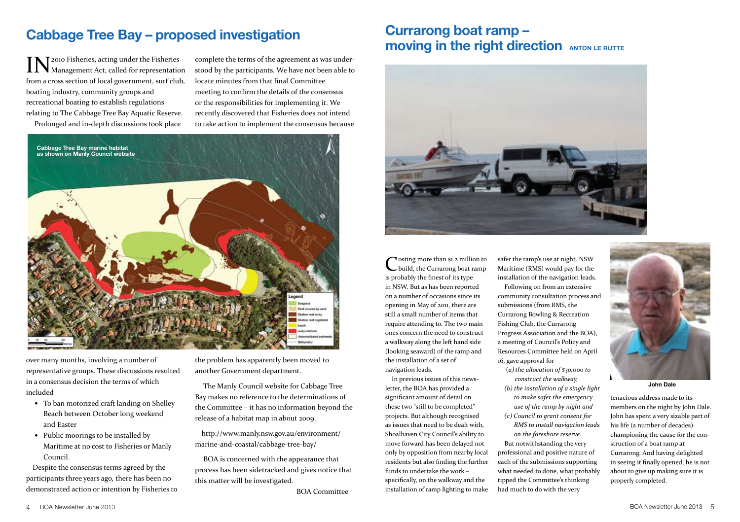## Cabbage Tree Bay – proposed investigation

IN 2010 Fisheries, acting under the Fisheries Management Act, called for representation from a cross section of local government, surf club, boating industry, community groups and recreational boating to establish regulations relating to The Cabbage Tree Bay Aquatic Reserve.

Prolonged and in-depth discussions took place over many months, involving a number of representative groups. These discussions resulted in a consensus decision the terms of which included

- To ban motorized craft landing on Shelley Beach between October long weekend and Easter
- Public moorings to be installed by Maritime at no cost to Fisheries or Manly Council.

Despite the consensus terms agreed by the participants three years ago, there has been no demonstrated action or intention by Fisheries to complete the terms of the agreement as was understood by the participants. We have not been able to locate minutes from that final Committee meeting to confirm the details of the consensus or the responsibilities for implementing it. We recently discovered that Fisheries does not intend to take action to implement the consensus because the problem has apparently been moved to another Government department.

Cabbage Tree Bay marine habitat as shown on Manly Council website

The Manly Council website for Cabbage Tree Bay makes no reference to the determinations of the Committee – it has no information beyond the release of a habitat map in about 2009.

http://www.manly.nsw.gov.au/environment/marine-and-coastal/cabbage-tree-bay/

BOA is concerned with the appearance that process has been sidetracked and gives notice that this matter will be investigated.

BOA Committee

## Currarong boat ramp – moving in the right direction

ANTON LE RUTTE

Costing more than $1.2 million to build, the Currarong boat ramp is probably the finest of its type in NSW. But as has been reported on a number of occasions since its opening in May of 2011, there are still a small number of items that require attending to. The two main ones concern the need to construct a walkway along the left hand side (looking seaward) of the ramp and the installation of a set of navigation leads.

In previous issues of this newsletter, the BOA has provided a significant amount of detail on these two "still to be completed" projects. But although recognised as issues that need to be dealt with, Shoalhaven City Council's ability to move forward has been delayed not only by opposition from nearby local residents but also finding the further funds to undertake the work – specifically, on the walkway and the installation of ramp lighting to make safer the ramp's use at night. NSW Maritime (RMS) would pay for the installation of the navigation leads.

Following on from an extensive community consultation process and submissions (from RMS, the Currarong Bowling & Recreation Fishing Club, the Currarong Progress Association and the BOA), a meeting of Council's Policy and Resources Committee held on April 16, gave approval for

(a) *the allocation of $30,000 to construct the walkway,*
(b) *the installation of a single light to make safer the emergency use of the ramp by night and*
(c) *Council to grant consent for RMS to install navigation leads on the foreshore reserve.*

But notwithstanding the very professional and positive nature of each of the submissions supporting what needed to done, what probably tipped the Committee's thinking had much to do with the very tenacious address made to its members on the night by John Dale. John has spent a very sizable part of his life (a number of decades) championing the cause for the construction of a boat ramp at Currarong. And having delighted in seeing it finally opened, he is not about to give up making sure it is properly completed.

John Dale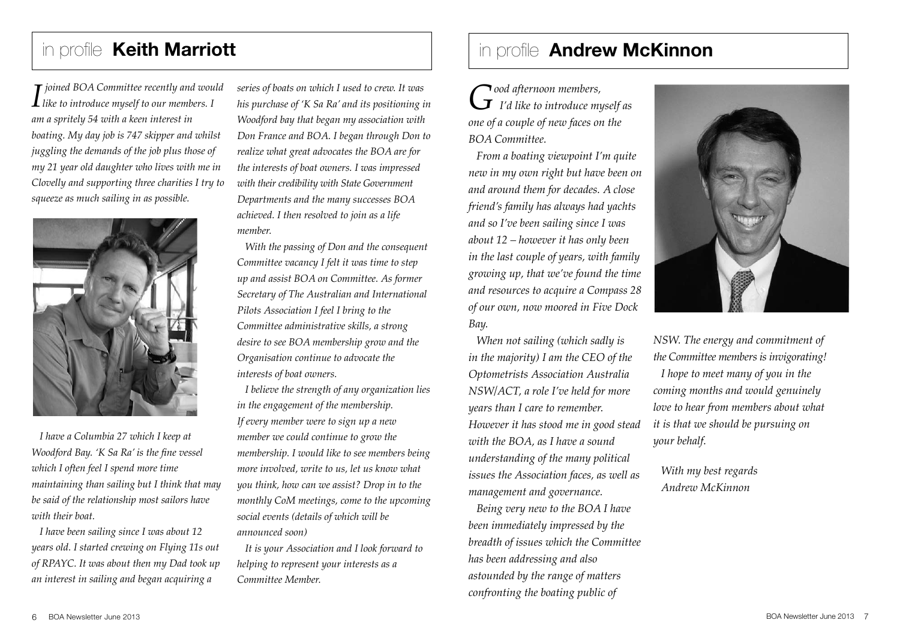## in profile **Keith Marriott**

*I joined BOA Committee recently and would like to introduce myself to our members. I am a spritely 54 with a keen interest in boating. My day job is 747 skipper and whilst juggling the demands of the job plus those of my 21 year old daughter who lives with me in Clovelly and supporting three charities I try to squeeze as much sailing in as possible.*

*I have a Columbia 27 which I keep at Woodford Bay. 'K Sa Ra' is the fine vessel which I often feel I spend more time maintaining than sailing but I think that may be said of the relationship most sailors have with their boat.*

*I have been sailing since I was about 12 years old. I started crewing on Flying 11s out of RPAYC. It was about then my Dad took up an interest in sailing and began acquiring a series of boats on which I used to crew. It was his purchase of 'K Sa Ra' and its positioning in Woodford bay that began my association with Don France and BOA. I began through Don to realize what great advocates the BOA are for the interests of boat owners. I was impressed with their credibility with State Government Departments and the many successes BOA achieved. I then resolved to join as a life member.*

*With the passing of Don and the consequent Committee vacancy I felt it was time to step up and assist BOA on Committee. As former Secretary of The Australian and International Pilots Association I feel I bring to the Committee administrative skills, a strong desire to see BOA membership grow and the Organisation continue to advocate the interests of boat owners.*

*I believe the strength of any organization lies in the engagement of the membership. If every member were to sign up a new member we could continue to grow the membership. I would like to see members being more involved, write to us, let us know what you think, how can we assist? Drop in to the monthly CoM meetings, come to the upcoming social events (details of which will be announced soon)*

*It is your Association and I look forward to helping to represent your interests as a Committee Member.*

## in profile **Andrew McKinnon**

*Good afternoon members,*
*I'd like to introduce myself as one of a couple of new faces on the BOA Committee.*

*From a boating viewpoint I'm quite new in my own right but have been on and around them for decades. A close friend's family has always had yachts and so I've been sailing since I was about 12 – however it has only been in the last couple of years, with family growing up, that we've found the time and resources to acquire a Compass 28 of our own, now moored in Five Dock Bay.*

*When not sailing (which sadly is in the majority) I am the CEO of the Optometrists Association Australia NSW/ACT, a role I've held for more years than I care to remember. However it has stood me in good stead with the BOA, as I have a sound understanding of the many political issues the Association faces, as well as management and governance.*

*Being very new to the BOA I have been immediately impressed by the breadth of issues which the Committee has been addressing and also astounded by the range of matters confronting the boating public of NSW. The energy and commitment of the Committee members is invigorating!*

*I hope to meet many of you in the coming months and would genuinely love to hear from members about what it is that we should be pursuing on your behalf.*

*With my best regards*
*Andrew McKinnon*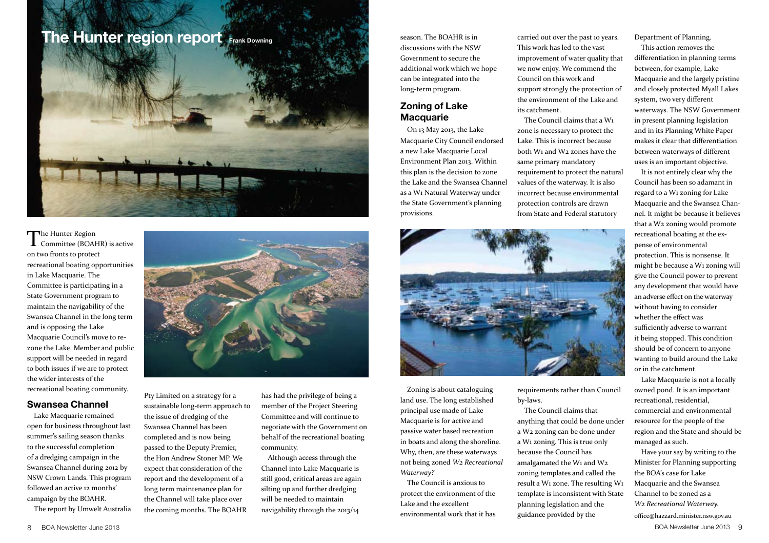# The Hunter region report

Frank Downing

The Hunter Region Committee (BOAHR) is active on two fronts to protect recreational boating opportunities in Lake Macquarie. The Committee is participating in a State Government program to maintain the navigability of the Swansea Channel in the long term and is opposing the Lake Macquarie Council's move to re-zone the Lake. Member and public support will be needed in regard to both issues if we are to protect the wider interests of the recreational boating community.

## Swansea Channel

Lake Macquarie remained open for business throughout last summer's sailing season thanks to the successful completion of a dredging campaign in the Swansea Channel during 2012 by NSW Crown Lands. This program followed an active 12 months' campaign by the BOAHR.

The report by Umwelt Australia Pty Limited on a strategy for a sustainable long-term approach to the issue of dredging of the Swansea Channel has been completed and is now being passed to the Deputy Premier, the Hon Andrew Stoner MP. We expect that consideration of the report and the development of a long term maintenance plan for the Channel will take place over the coming months. The BOAHR has had the privilege of being a member of the Project Steering Committee and will continue to negotiate with the Government on behalf of the recreational boating community.

Although access through the Channel into Lake Macquarie is still good, critical areas are again silting up and further dredging will be needed to maintain navigability through the 2013/14 season. The BOAHR is in discussions with the NSW Government to secure the additional work which we hope can be integrated into the long-term program.

## Zoning of Lake Macquarie

On 13 May 2013, the Lake Macquarie City Council endorsed a new Lake Macquarie Local Environment Plan 2013. Within this plan is the decision to zone the Lake and the Swansea Channel as a W1 Natural Waterway under the State Government's planning provisions.

Zoning is about cataloguing land use. The long established principal use made of Lake Macquarie is for active and passive water based recreation in boats and along the shoreline. Why, then, are these waterways not being zoned *W2 Recreational Waterway?*

The Council is anxious to protect the environment of the Lake and the excellent environmental work that it has carried out over the past 10 years. This work has led to the vast improvement of water quality that we now enjoy. We commend the Council on this work and support strongly the protection of the environment of the Lake and its catchment.

The Council claims that a W1 zone is necessary to protect the Lake. This is incorrect because both W1 and W2 zones have the same primary mandatory requirement to protect the natural values of the waterway. It is also incorrect because environmental protection controls are drawn from State and Federal statutory requirements rather than Council by-laws.

The Council claims that anything that could be done under a W2 zoning can be done under a W1 zoning. This is true only because the Council has amalgamated the W1 and W2 zoning templates and called the result a W1 zone. The resulting W1 template is inconsistent with State planning legislation and the guidance provided by the Department of Planning.

This action removes the differentiation in planning terms between, for example, Lake Macquarie and the largely pristine and closely protected Myall Lakes system, two very different waterways. The NSW Government in present planning legislation and in its Planning White Paper makes it clear that differentiation between waterways of different uses is an important objective.

It is not entirely clear why the Council has been so adamant in regard to a W1 zoning for Lake Macquarie and the Swansea Channel. It might be because it believes that a W2 zoning would promote recreational boating at the expense of environmental protection. This is nonsense. It might be because a W1 zoning will give the Council power to prevent any development that would have an adverse effect on the waterway without having to consider whether the effect was sufficiently adverse to warrant it being stopped. This condition should be of concern to anyone wanting to build around the Lake or in the catchment.

Lake Macquarie is not a locally owned pond. It is an important recreational, residential, commercial and environmental resource for the people of the region and the State and should be managed as such.

Have your say by writing to the Minister for Planning supporting the BOA's case for Lake Macquarie and the Swansea Channel to be zoned as a *W2 Recreational Waterway.*

office@hazzard.minister.nsw.gov.au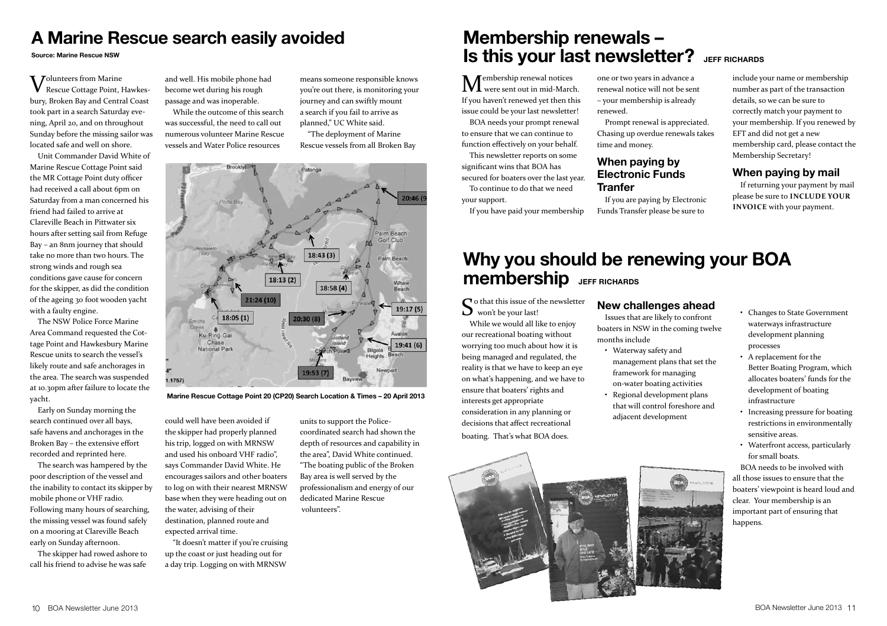# A Marine Rescue search easily avoided

**Source: Marine Rescue NSW**

Volunteers from Marine Rescue Cottage Point, Hawkesbury, Broken Bay and Central Coast took part in a search Saturday evening, April 20, and on throughout Sunday before the missing sailor was located safe and well on shore.

Unit Commander David White of Marine Rescue Cottage Point said the MR Cottage Point duty officer had received a call about 6pm on Saturday from a man concerned his friend had failed to arrive at Clareville Beach in Pittwater six hours after setting sail from Refuge Bay – an 8nm journey that should take no more than two hours. The strong winds and rough sea conditions gave cause for concern for the skipper, as did the condition of the ageing 30 foot wooden yacht with a faulty engine.

The NSW Police Force Marine Area Command requested the Cottage Point and Hawkesbury Marine Rescue units to search the vessel's likely route and safe anchorages in the area. The search was suspended at 10.30pm after failure to locate the yacht.

Early on Sunday morning the search continued over all bays, safe havens and anchorages in the Broken Bay – the extensive effort recorded and reprinted here.

The search was hampered by the poor description of the vessel and the inability to contact its skipper by mobile phone or VHF radio. Following many hours of searching, the missing vessel was found safely on a mooring at Clareville Beach early on Sunday afternoon.

The skipper had rowed ashore to call his friend to advise he was safe and well. His mobile phone had become wet during his rough passage and was inoperable.

While the outcome of this search was successful, the need to call out numerous volunteer Marine Rescue vessels and Water Police resources could well have been avoided if the skipper had properly planned his trip, logged on with MRNSW and used his onboard VHF radio", says Commander David White. He encourages sailors and other boaters to log on with their nearest MRNSW base when they were heading out on the water, advising of their destination, planned route and expected arrival time.

"It doesn't matter if you're cruising up the coast or just heading out for a day trip. Logging on with MRNSW means someone responsible knows you're out there, is monitoring your journey and can swiftly mount a search if you fail to arrive as planned," UC White said.

"The deployment of Marine Rescue vessels from all Broken Bay units to support the Police-coordinated search had shown the depth of resources and capability in the area", David White continued. "The boating public of the Broken Bay area is well served by the professionalism and energy of our dedicated Marine Rescue volunteers".

Marine Rescue Cottage Point 20 (CP20) Search Location & Times – 20 April 2013

# Membership renewals – Is this your last newsletter?

**JEFF RICHARDS**

Membership renewal notices were sent out in mid-March. If you haven't renewed yet then this issue could be your last newsletter!

BOA needs your prompt renewal to ensure that we can continue to function effectively on your behalf.

This newsletter reports on some significant wins that BOA has secured for boaters over the last year.

To continue to do that we need your support.

If you have paid your membership one or two years in advance a renewal notice will not be sent – your membership is already renewed.

Prompt renewal is appreciated. Chasing up overdue renewals takes time and money.

## When paying by Electronic Funds Tranfer

If you are paying by Electronic Funds Transfer please be sure to include your name or membership number as part of the transaction details, so we can be sure to correctly match your payment to your membership. If you renewed by EFT and did not get a new membership card, please contact the Membership Secretary!

## When paying by mail

If returning your payment by mail please be sure to **INCLUDE YOUR INVOICE** with your payment.

# Why you should be renewing your BOA membership

**JEFF RICHARDS**

So that this issue of the newsletter won't be your last!

While we would all like to enjoy our recreational boating without worrying too much about how it is being managed and regulated, the reality is that we have to keep an eye on what's happening, and we have to ensure that boaters' rights and interests get appropriate consideration in any planning or decisions that affect recreational boating. That's what BOA does.

## New challenges ahead

Issues that are likely to confront boaters in NSW in the coming twelve months include

- Waterway safety and management plans that set the framework for managing on-water boating activities
- Regional development plans that will control foreshore and adjacent development
- Changes to State Government waterways infrastructure development planning processes
- A replacement for the Better Boating Program, which allocates boaters' funds for the development of boating infrastructure
- Increasing pressure for boating restrictions in environmentally sensitive areas.
- Waterfront access, particularly for small boats.

BOA needs to be involved with all those issues to ensure that the boaters' viewpoint is heard loud and clear. Your membership is an important part of ensuring that happens.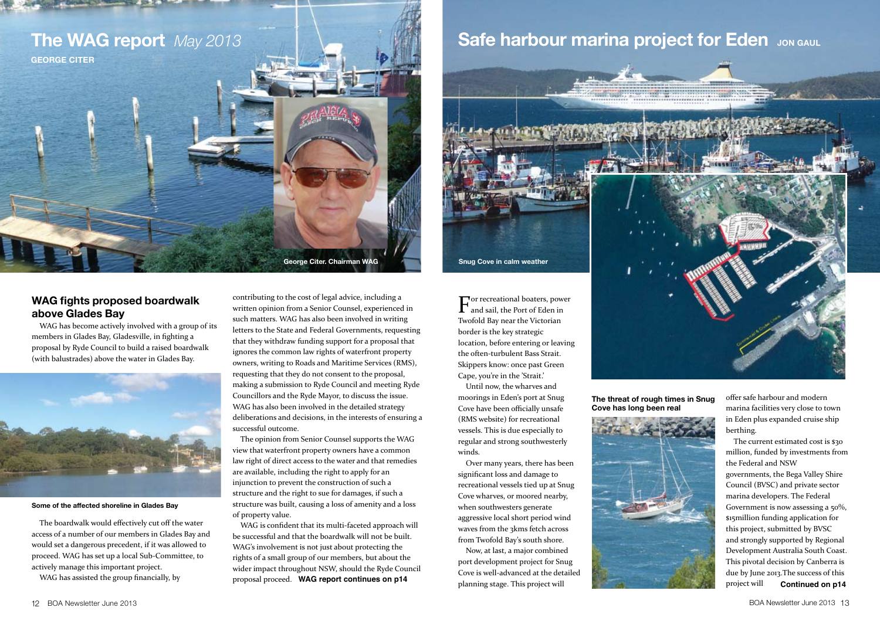# The WAG report *May 2013*

**GEORGE CITER**

George Citer. Chairman WAG

## WAG fights proposed boardwalk above Glades Bay

WAG has become actively involved with a group of its members in Glades Bay, Gladesville, in fighting a proposal by Ryde Council to build a raised boardwalk (with balustrades) above the water in Glades Bay.

Some of the affected shoreline in Glades Bay

The boardwalk would effectively cut off the water access of a number of our members in Glades Bay and would set a dangerous precedent, if it was allowed to proceed. WAG has set up a local Sub-Committee, to actively manage this important project.

WAG has assisted the group financially, by contributing to the cost of legal advice, including a written opinion from a Senior Counsel, experienced in such matters. WAG has also been involved in writing letters to the State and Federal Governments, requesting that they withdraw funding support for a proposal that ignores the common law rights of waterfront property owners, writing to Roads and Maritime Services (RMS), requesting that they do not consent to the proposal, making a submission to Ryde Council and meeting Ryde Councillors and the Ryde Mayor, to discuss the issue. WAG has also been involved in the detailed strategy deliberations and decisions, in the interests of ensuring a successful outcome.

The opinion from Senior Counsel supports the WAG view that waterfront property owners have a common law right of direct access to the water and that remedies are available, including the right to apply for an injunction to prevent the construction of such a structure and the right to sue for damages, if such a structure was built, causing a loss of amenity and a loss of property value.

WAG is confident that its multi-faceted approach will be successful and that the boardwalk will not be built. WAG's involvement is not just about protecting the rights of a small group of our members, but about the wider impact throughout NSW, should the Ryde Council proposal proceed. **WAG report continues on p14**

# Safe harbour marina project for Eden

**JON GAUL**

Snug Cove in calm weather

For recreational boaters, power and sail, the Port of Eden in Twofold Bay near the Victorian border is the key strategic location, before entering or leaving the often-turbulent Bass Strait. Skippers know: once past Green Cape, you're in the 'Strait.'

Until now, the wharves and moorings in Eden's port at Snug Cove have been officially unsafe (RMS website) for recreational vessels. This is due especially to regular and strong southwesterly winds.

Over many years, there has been significant loss and damage to recreational vessels tied up at Snug Cove wharves, or moored nearby, when southwesters generate aggressive local short period wind waves from the 3kms fetch across from Twofold Bay's south shore.

Now, at last, a major combined port development project for Snug Cove is well-advanced at the detailed planning stage. This project will offer safe harbour and modern marina facilities very close to town in Eden plus expanded cruise ship berthing.

The threat of rough times in Snug Cove has long been real

The current estimated cost is $30 million, funded by investments from the Federal and NSW governments, the Bega Valley Shire Council (BVSC) and private sector marina developers. The Federal Government is now assessing a 50%, $15million funding application for this project, submitted by BVSC and strongly supported by Regional Development Australia South Coast. This pivotal decision by Canberra is due by June 2013.The success of this project will **Continued on p14**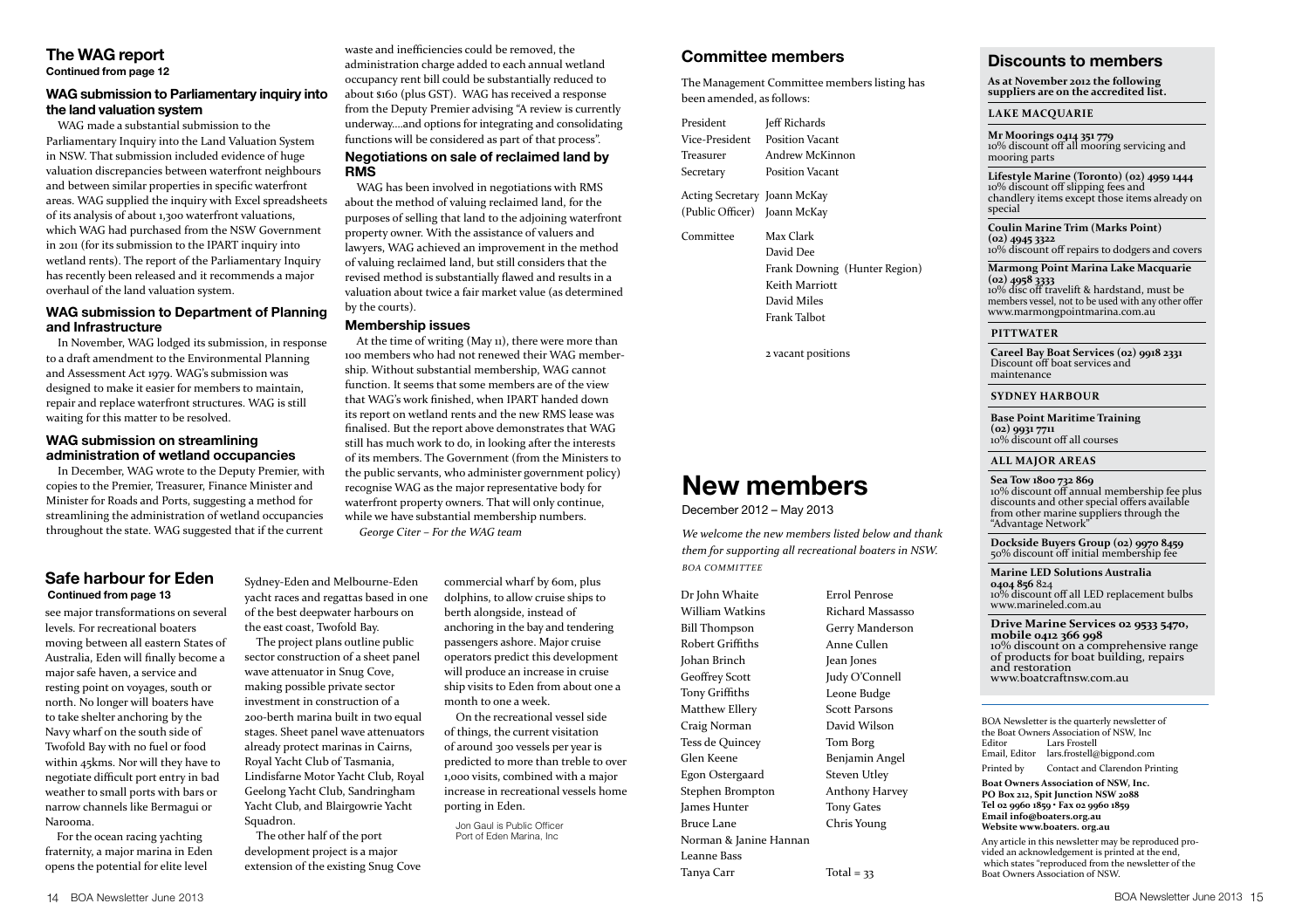## The WAG report

**Continued from page 12**

### WAG submission to Parliamentary inquiry into the land valuation system

WAG made a substantial submission to the Parliamentary Inquiry into the Land Valuation System in NSW. That submission included evidence of huge valuation discrepancies between waterfront neighbours and between similar properties in specific waterfront areas. WAG supplied the inquiry with Excel spreadsheets of its analysis of about 1,300 waterfront valuations, which WAG had purchased from the NSW Government in 2011 (for its submission to the IPART inquiry into wetland rents). The report of the Parliamentary Inquiry has recently been released and it recommends a major overhaul of the land valuation system.

### WAG submission to Department of Planning and Infrastructure

In November, WAG lodged its submission, in response to a draft amendment to the Environmental Planning and Assessment Act 1979. WAG's submission was designed to make it easier for members to maintain, repair and replace waterfront structures. WAG is still waiting for this matter to be resolved.

### WAG submission on streamlining administration of wetland occupancies

In December, WAG wrote to the Deputy Premier, with copies to the Premier, Treasurer, Finance Minister and Minister for Roads and Ports, suggesting a method for streamlining the administration of wetland occupancies throughout the state. WAG suggested that if the current waste and inefficiencies could be removed, the administration charge added to each annual wetland occupancy rent bill could be substantially reduced to about $160 (plus GST). WAG has received a response from the Deputy Premier advising "A review is currently underway....and options for integrating and consolidating functions will be considered as part of that process".

### Negotiations on sale of reclaimed land by RMS

WAG has been involved in negotiations with RMS about the method of valuing reclaimed land, for the purposes of selling that land to the adjoining waterfront property owner. With the assistance of valuers and lawyers, WAG achieved an improvement in the method of valuing reclaimed land, but still considers that the revised method is substantially flawed and results in a valuation about twice a fair market value (as determined by the courts).

### Membership issues

At the time of writing (May 11), there were more than 100 members who had not renewed their WAG membership. Without substantial membership, WAG cannot function. It seems that some members are of the view that WAG's work finished, when IPART handed down its report on wetland rents and the new RMS lease was finalised. But the report above demonstrates that WAG still has much work to do, in looking after the interests of its members. The Government (from the Ministers to the public servants, who administer government policy) recognise WAG as the major representative body for waterfront property owners. That will only continue, while we have substantial membership numbers.

*George Citer – For the WAG team*

## Safe harbour for Eden

**Continued from page 13**

see major transformations on several levels. For recreational boaters moving between all eastern States of Australia, Eden will finally become a major safe haven, a service and resting point on voyages, south or north. No longer will boaters have to take shelter anchoring by the Navy wharf on the south side of Twofold Bay with no fuel or food within 45kms. Nor will they have to negotiate difficult port entry in bad weather to small ports with bars or narrow channels like Bermagui or Narooma.

For the ocean racing yachting fraternity, a major marina in Eden opens the potential for elite level Sydney-Eden and Melbourne-Eden yacht races and regattas based in one of the best deepwater harbours on the east coast, Twofold Bay.

The project plans outline public sector construction of a sheet panel wave attenuator in Snug Cove, making possible private sector investment in construction of a 200-berth marina built in two equal stages. Sheet panel wave attenuators already protect marinas in Cairns, Royal Yacht Club of Tasmania, Lindisfarne Motor Yacht Club, Royal Geelong Yacht Club, Sandringham Yacht Club, and Blairgowrie Yacht Squadron.

The other half of the port development project is a major extension of the existing Snug Cove commercial wharf by 60m, plus dolphins, to allow cruise ships to berth alongside, instead of anchoring in the bay and tendering passengers ashore. Major cruise operators predict this development will produce an increase in cruise ship visits to Eden from about one a month to one a week.

On the recreational vessel side of things, the current visitation of around 300 vessels per year is predicted to more than treble to over 1,000 visits, combined with a major increase in recreational vessels home porting in Eden.

Jon Gaul is Public Officer Port of Eden Marina, Inc

## Committee members

The Management Committee members listing has been amended, as follows:

| | |
|---|---|
| President | Jeff Richards |
| Vice-President | Position Vacant |
| Treasurer | Andrew McKinnon |
| Secretary | Position Vacant |
| Acting Secretary | Joann McKay |
| (Public Officer) | Joann McKay |
| Committee | Max Clark |
| | David Dee |
| | Frank Downing (Hunter Region) |
| | Keith Marriott |
| | David Miles |
| | Frank Talbot |

2 vacant positions

# New members

December 2012 – May 2013

*We welcome the new members listed below and thank them for supporting all recreational boaters in NSW.*
*BOA COMMITTEE*

Dr John Whaite
William Watkins
Bill Thompson
Robert Griffiths
Johan Brinch
Geoffrey Scott
Tony Griffiths
Matthew Ellery
Craig Norman
Tess de Quincey
Glen Keene
Egon Ostergaard
Stephen Brompton
James Hunter
Bruce Lane
Norman & Janine Hannan
Leanne Bass
Tanya Carr
Errol Penrose
Richard Massasso
Gerry Manderson
Anne Cullen
Jean Jones
Judy O'Connell
Leone Budge
Scott Parsons
David Wilson
Tom Borg
Benjamin Angel
Steven Utley
Anthony Harvey
Tony Gates
Chris Young

Total = 33

## Discounts to members

**As at November 2012 the following suppliers are on the accredited list.**

### LAKE MACQUARIE

**Mr Moorings 0414 351 779**
10% discount off all mooring servicing and mooring parts

**Lifestyle Marine (Toronto) (02) 4959 1444**
10% discount off slipping fees and chandlery items except those items already on special

**Coulin Marine Trim (Marks Point) (02) 4945 3322**
10% discount off repairs to dodgers and covers

**Marmong Point Marina Lake Macquarie (02) 4958 3333**
10% disc off travelift & hardstand, must be members vessel, not to be used with any other offer www.marmongpointmarina.com.au

### PITTWATER

**Careel Bay Boat Services (02) 9918 2331**
Discount off boat services and maintenance

### SYDNEY HARBOUR

**Base Point Maritime Training (02) 9931 7711**
10% discount off all courses

### ALL MAJOR AREAS

**Sea Tow 1800 732 869**
10% discount off annual membership fee plus discounts and other special offers available from other marine suppliers through the "Advantage Network"

**Dockside Buyers Group (02) 9970 8459**
50% discount off initial membership fee

**Marine LED Solutions Australia 0404 856 824**
10% discount off all LED replacement bulbs www.marineled.com.au

**Drive Marine Services 02 9533 5470, mobile 0412 366 998**
10% discount on a comprehensive range of products for boat building, repairs and restoration
www.boatcraftnsw.com.au

---

BOA Newsletter is the quarterly newsletter of the Boat Owners Association of NSW, Inc
Editor Lars Frostell
Email, Editor lars.frostell@bigpond.com
Printed by Contact and Clarendon Printing

**Boat Owners Association of NSW, Inc.**
**PO Box 212, Spit Junction NSW 2088**
**Tel 02 9960 1859 • Fax 02 9960 1859**
**Email info@boaters.org.au**
**Website www.boaters. org.au**

Any article in this newsletter may be reproduced provided an acknowledgement is printed at the end, which states "reproduced from the newsletter of the Boat Owners Association of NSW.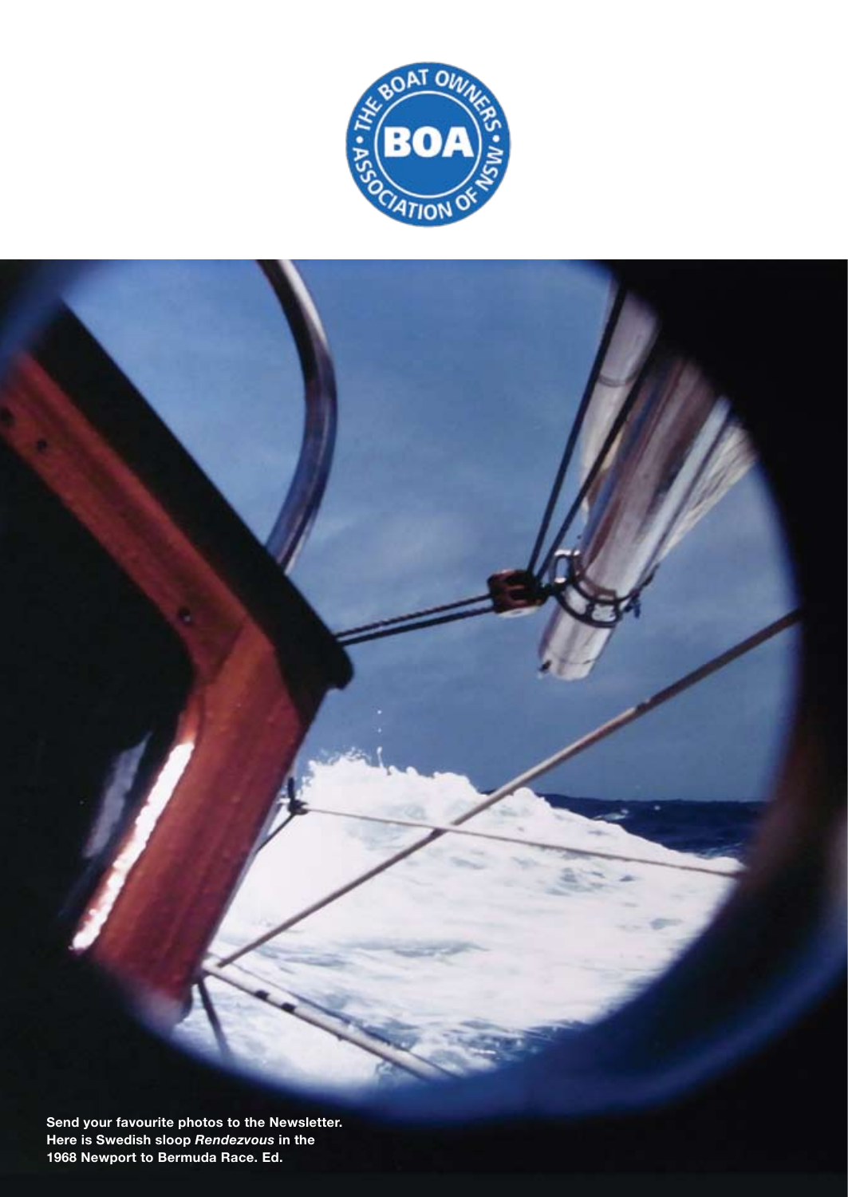**Send your favourite photos to the Newsletter. Here is Swedish sloop *Rendezvous* in the 1968 Newport to Bermuda Race. Ed.**